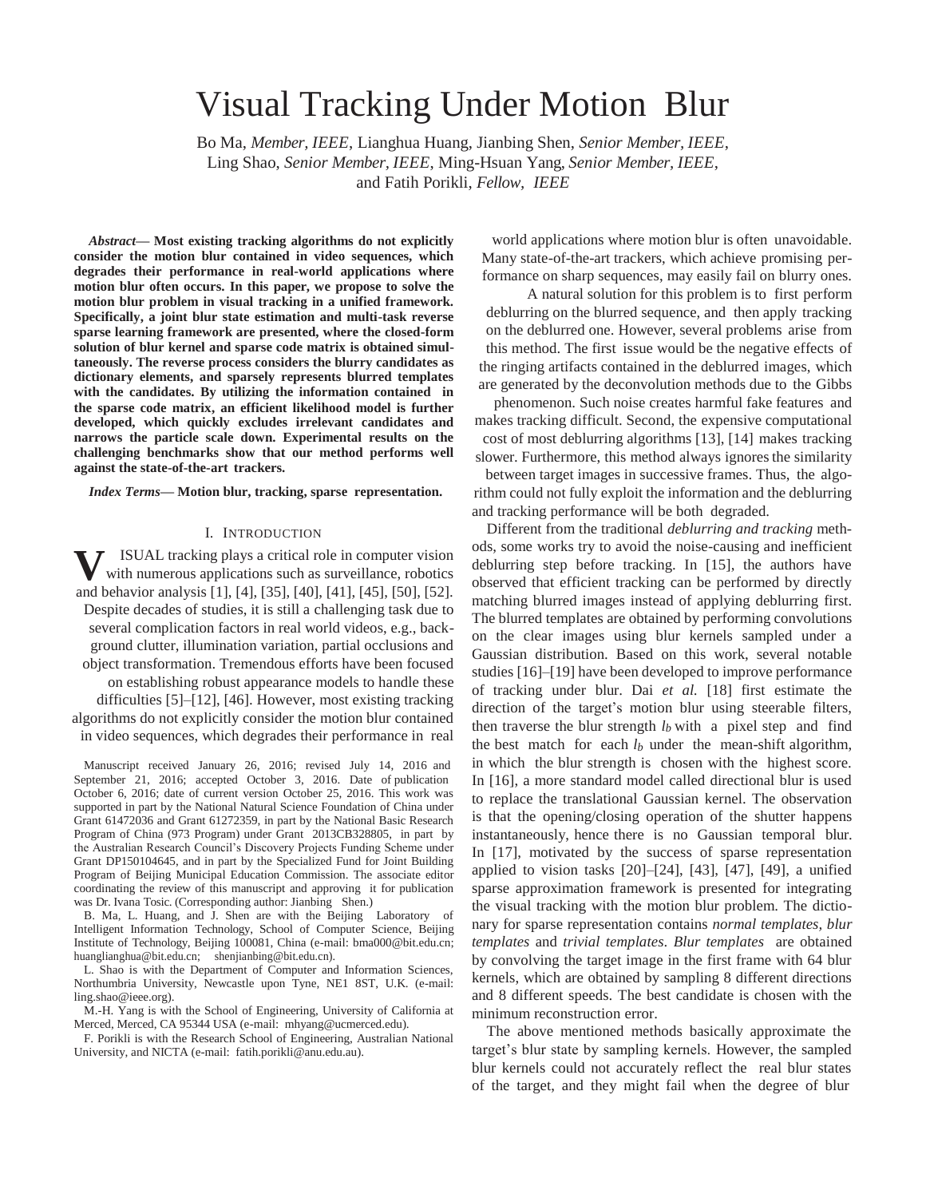# Visual Tracking Under Motion Blur

Bo Ma, *Member, IEEE*, Lianghua Huang, Jianbing Shen, *Senior Member, IEEE*, Ling Shao, *Senior Member, IEEE*, Ming-Hsuan Yang, *Senior Member, IEEE*, and Fatih Porikli, *Fellow, IEEE*

***Abstract*— Most existing tracking algorithms do not explicitly consider the motion blur contained in video sequences, which degrades their performance in real-world applications where motion blur often occurs. In this paper, we propose to solve the motion blur problem in visual tracking in a unified framework. Specifically, a joint blur state estimation and multi-task reverse sparse learning framework are presented, where the closed-form solution of blur kernel and sparse code matrix is obtained simultaneously. The reverse process considers the blurry candidates as dictionary elements, and sparsely represents blurred templates with the candidates. By utilizing the information contained in the sparse code matrix, an efficient likelihood model is further developed, which quickly excludes irrelevant candidates and narrows the particle scale down. Experimental results on the challenging benchmarks show that our method performs well against the state-of-the-art trackers.**

***Index Terms*— Motion blur, tracking, sparse representation.**

## I. Introduction

Visual tracking plays a critical role in computer vision with numerous applications such as surveillance, robotics and behavior analysis [1], [4], [35], [40], [41], [45], [50], [52]. Despite decades of studies, it is still a challenging task due to several complication factors in real world videos, e.g., background clutter, illumination variation, partial occlusions and object transformation. Tremendous efforts have been focused on establishing robust appearance models to handle these difficulties [5]–[12], [46]. However, most existing tracking algorithms do not explicitly consider the motion blur contained in video sequences, which degrades their performance in real world applications where motion blur is often unavoidable. Many state-of-the-art trackers, which achieve promising performance on sharp sequences, may easily fail on blurry ones.

A natural solution for this problem is to first perform deblurring on the blurred sequence, and then apply tracking on the deblurred one. However, several problems arise from this method. The first issue would be the negative effects of the ringing artifacts contained in the deblurred images, which are generated by the deconvolution methods due to the Gibbs phenomenon. Such noise creates harmful fake features and makes tracking difficult. Second, the expensive computational cost of most deblurring algorithms [13], [14] makes tracking slower. Furthermore, this method always ignores the similarity between target images in successive frames. Thus, the algorithm could not fully exploit the information and the deblurring and tracking performance will be both degraded.

Different from the traditional *deblurring and tracking* methods, some works try to avoid the noise-causing and inefficient deblurring step before tracking. In [15], the authors have observed that efficient tracking can be performed by directly matching blurred images instead of applying deblurring first. The blurred templates are obtained by performing convolutions on the clear images using blur kernels sampled under a Gaussian distribution. Based on this work, several notable studies [16]–[19] have been developed to improve performance of tracking under blur. Dai *et al.* [18] first estimate the direction of the target's motion blur using steerable filters, then traverse the blur strength $l_b$ with a pixel step and find the best match for each $l_b$ under the mean-shift algorithm, in which the blur strength is chosen with the highest score. In [16], a more standard model called directional blur is used to replace the translational Gaussian kernel. The observation is that the opening/closing operation of the shutter happens instantaneously, hence there is no Gaussian temporal blur. In [17], motivated by the success of sparse representation applied to vision tasks [20]–[24], [43], [47], [49], a unified sparse approximation framework is presented for integrating the visual tracking with the motion blur problem. The dictionary for sparse representation contains *normal templates, blur templates* and *trivial templates*. *Blur templates* are obtained by convolving the target image in the first frame with 64 blur kernels, which are obtained by sampling 8 different directions and 8 different speeds. The best candidate is chosen with the minimum reconstruction error.

The above mentioned methods basically approximate the target's blur state by sampling kernels. However, the sampled blur kernels could not accurately reflect the real blur states of the target, and they might fail when the degree of blur

Manuscript received January 26, 2016; revised July 14, 2016 and September 21, 2016; accepted October 3, 2016. Date of publication October 6, 2016; date of current version October 25, 2016. This work was supported in part by the National Natural Science Foundation of China under Grant 61472036 and Grant 61272359, in part by the National Basic Research Program of China (973 Program) under Grant 2013CB328805, in part by the Australian Research Council's Discovery Projects Funding Scheme under Grant DP150104645, and in part by the Specialized Fund for Joint Building Program of Beijing Municipal Education Commission. The associate editor coordinating the review of this manuscript and approving it for publication was Dr. Ivana Tosic. (Corresponding author: Jianbing Shen.)

B. Ma, L. Huang, and J. Shen are with the Beijing Laboratory of Intelligent Information Technology, School of Computer Science, Beijing Institute of Technology, Beijing 100081, China (e-mail: bma000@bit.edu.cn; huanglianghua@bit.edu.cn; shenjianbing@bit.edu.cn).

L. Shao is with the Department of Computer and Information Sciences, Northumbria University, Newcastle upon Tyne, NE1 8ST, U.K. (e-mail: ling.shao@ieee.org).

M.-H. Yang is with the School of Engineering, University of California at Merced, Merced, CA 95344 USA (e-mail: mhyang@ucmerced.edu).

F. Porikli is with the Research School of Engineering, Australian National University, and NICTA (e-mail: fatih.porikli@anu.edu.au).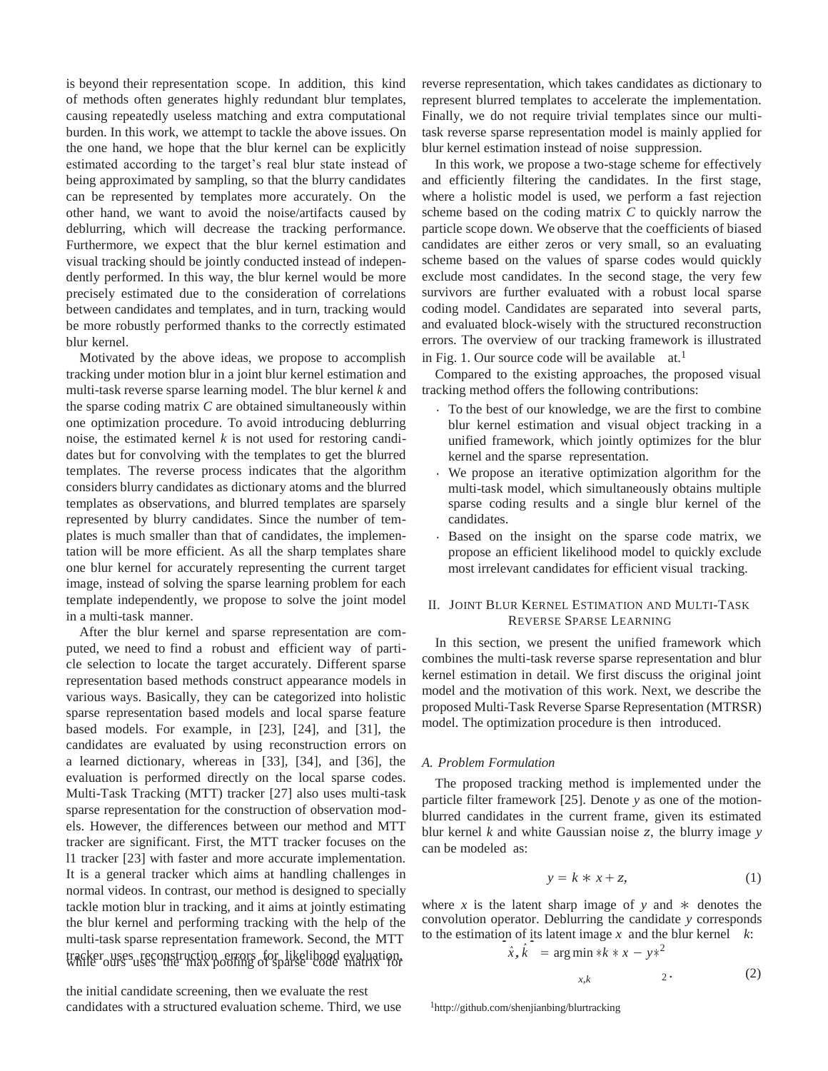is beyond their representation scope. In addition, this kind of methods often generates highly redundant blur templates, causing repeatedly useless matching and extra computational burden. In this work, we attempt to tackle the above issues. On the one hand, we hope that the blur kernel can be explicitly estimated according to the target's real blur state instead of being approximated by sampling, so that the blurry candidates can be represented by templates more accurately. On the other hand, we want to avoid the noise/artifacts caused by deblurring, which will decrease the tracking performance. Furthermore, we expect that the blur kernel estimation and visual tracking should be jointly conducted instead of independently performed. In this way, the blur kernel would be more precisely estimated due to the consideration of correlations between candidates and templates, and in turn, tracking would be more robustly performed thanks to the correctly estimated blur kernel.

Motivated by the above ideas, we propose to accomplish tracking under motion blur in a joint blur kernel estimation and multi-task reverse sparse learning model. The blur kernel $k$ and the sparse coding matrix $C$ are obtained simultaneously within one optimization procedure. To avoid introducing deblurring noise, the estimated kernel $k$ is not used for restoring candidates but for convolving with the templates to get the blurred templates. The reverse process indicates that the algorithm considers blurry candidates as dictionary atoms and the blurred templates as observations, and blurred templates are sparsely represented by blurry candidates. Since the number of templates is much smaller than that of candidates, the implementation will be more efficient. As all the sharp templates share one blur kernel for accurately representing the current target image, instead of solving the sparse learning problem for each template independently, we propose to solve the joint model in a multi-task manner.

After the blur kernel and sparse representation are computed, we need to find a robust and efficient way of particle selection to locate the target accurately. Different sparse representation based methods construct appearance models in various ways. Basically, they can be categorized into holistic sparse representation based models and local sparse feature based models. For example, in [23], [24], and [31], the candidates are evaluated by using reconstruction errors on a learned dictionary, whereas in [33], [34], and [36], the evaluation is performed directly on the local sparse codes. Multi-Task Tracking (MTT) tracker [27] also uses multi-task sparse representation for the construction of observation models. However, the differences between our method and MTT tracker are significant. First, the MTT tracker focuses on the l1 tracker [23] with faster and more accurate implementation. It is a general tracker which aims at handling challenges in normal videos. In contrast, our method is designed to specially tackle motion blur in tracking, and it aims at jointly estimating the blur kernel and performing tracking with the help of the multi-task sparse representation framework. Second, the MTT tracker uses reconstruction errors for likelihood evaluation, while ours uses the max pooling of sparse code matrix for the initial candidate screening, then we evaluate the rest candidates with a structured evaluation scheme. Third, we use reverse representation, which takes candidates as dictionary to represent blurred templates to accelerate the implementation. Finally, we do not require trivial templates since our multi-task reverse sparse representation model is mainly applied for blur kernel estimation instead of noise suppression.

In this work, we propose a two-stage scheme for effectively and efficiently filtering the candidates. In the first stage, where a holistic model is used, we perform a fast rejection scheme based on the coding matrix $C$ to quickly narrow the particle scope down. We observe that the coefficients of biased candidates are either zeros or very small, so an evaluating scheme based on the values of sparse codes would quickly exclude most candidates. In the second stage, the very few survivors are further evaluated with a robust local sparse coding model. Candidates are separated into several parts, and evaluated block-wisely with the structured reconstruction errors. The overview of our tracking framework is illustrated in Fig. 1. Our source code will be available at.[1]

Compared to the existing approaches, the proposed visual tracking method offers the following contributions:

- To the best of our knowledge, we are the first to combine blur kernel estimation and visual object tracking in a unified framework, which jointly optimizes for the blur kernel and the sparse representation.
- We propose an iterative optimization algorithm for the multi-task model, which simultaneously obtains multiple sparse coding results and a single blur kernel of the candidates.
- Based on the insight on the sparse code matrix, we propose an efficient likelihood model to quickly exclude most irrelevant candidates for efficient visual tracking.

## II. Joint Blur Kernel Estimation and Multi-Task Reverse Sparse Learning

In this section, we present the unified framework which combines the multi-task reverse sparse representation and blur kernel estimation in detail. We first discuss the original joint model and the motivation of this work. Next, we describe the proposed Multi-Task Reverse Sparse Representation (MTRSR) model. The optimization procedure is then introduced.

### A. Problem Formulation

The proposed tracking method is implemented under the particle filter framework [25]. Denote $y$ as one of the motion-blurred candidates in the current frame, given its estimated blur kernel $k$ and white Gaussian noise $z$, the blurry image $y$ can be modeled as:

$$y = k * x + z, \tag{1}$$

where $x$ is the latent sharp image of $y$ and $*$ denotes the convolution operator. Deblurring the candidate $y$ corresponds to the estimation of its latent image $x$ and the blur kernel $k$:

$$\hat{x}, \hat{k} = \arg\min_{x,k} \|k * x - y\|_2^2. \tag{2}$$

[1] http://github.com/shenjianbing/blurtracking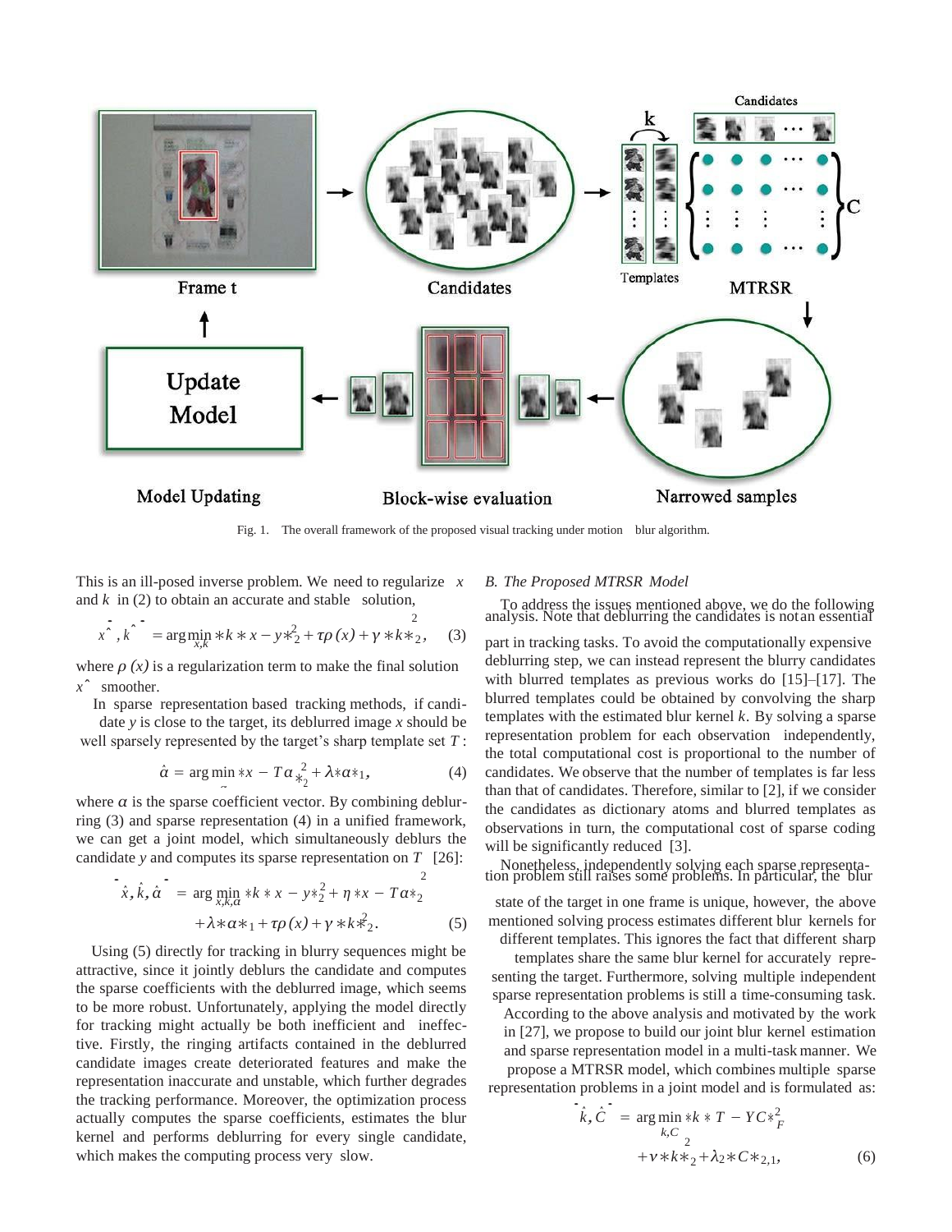Fig. 1. The overall framework of the proposed visual tracking under motion blur algorithm.

This is an ill-posed inverse problem. We need to regularize $x$ and $k$ in (2) to obtain an accurate and stable solution,

$$\left[\hat{x}, \hat{k}\right] = \arg\min_{x,k} \|k * x - y\|_2^2 + \tau\rho(x) + \gamma\|k\|_2^2, \quad (3)$$

where $\rho(x)$ is a regularization term to make the final solution $\hat{x}$ smoother.

In sparse representation based tracking methods, if candidate $y$ is close to the target, its deblurred image $x$ should be well sparsely represented by the target's sharp template set $T$:

$$\hat{\alpha} = \arg\min_{\alpha} \|x - T\alpha\|_2^2 + \lambda\|\alpha\|_1, \quad (4)$$

where $\alpha$ is the sparse coefficient vector. By combining deblurring (3) and sparse representation (4) in a unified framework, we can get a joint model, which simultaneously deblurs the candidate $y$ and computes its sparse representation on $T$ [26]:

$$\left[\hat{x}, \hat{k}, \hat{\alpha}\right] = \arg\min_{x,k,\alpha} \|k * x - y\|_2^2 + \eta\|x - T\alpha\|_2^2 + \lambda\|\alpha\|_1 + \tau\rho(x) + \gamma\|k\|_2^2. \quad (5)$$

Using (5) directly for tracking in blurry sequences might be attractive, since it jointly deblurs the candidate and computes the sparse coefficients with the deblurred image, which seems to be more robust. Unfortunately, applying the model directly for tracking might actually be both inefficient and ineffective. Firstly, the ringing artifacts contained in the deblurred candidate images create deteriorated features and make the representation inaccurate and unstable, which further degrades the tracking performance. Moreover, the optimization process actually computes the sparse coefficients, estimates the blur kernel and performs deblurring for every single candidate, which makes the computing process very slow.

### *B. The Proposed MTRSR Model*

To address the issues mentioned above, we do the following analysis. Note that deblurring the candidates is not an essential part in tracking tasks. To avoid the computationally expensive deblurring step, we can instead represent the blurry candidates with blurred templates as previous works do [15]–[17]. The blurred templates could be obtained by convolving the sharp templates with the estimated blur kernel $k$. By solving a sparse representation problem for each observation independently, the total computational cost is proportional to the number of candidates. We observe that the number of templates is far less than that of candidates. Therefore, similar to [2], if we consider the candidates as dictionary atoms and blurred templates as observations in turn, the computational cost of sparse coding will be significantly reduced [3].

Nonetheless, independently solving each sparse representation problem still raises some problems. In particular, the blur state of the target in one frame is unique, however, the above mentioned solving process estimates different blur kernels for different templates. This ignores the fact that different sharp templates share the same blur kernel for accurately representing the target. Furthermore, solving multiple independent sparse representation problems is still a time-consuming task. According to the above analysis and motivated by the work in [27], we propose to build our joint blur kernel estimation and sparse representation model in a multi-task manner. We propose a MTRSR model, which combines multiple sparse representation problems in a joint model and is formulated as:

$$\left[\hat{k}, \hat{C}\right] = \arg\min_{k,C} \|k * T - YC\|_F^2 + \nu\|k\|_2^2 + \lambda_2\|C\|_{2,1}, \quad (6)$$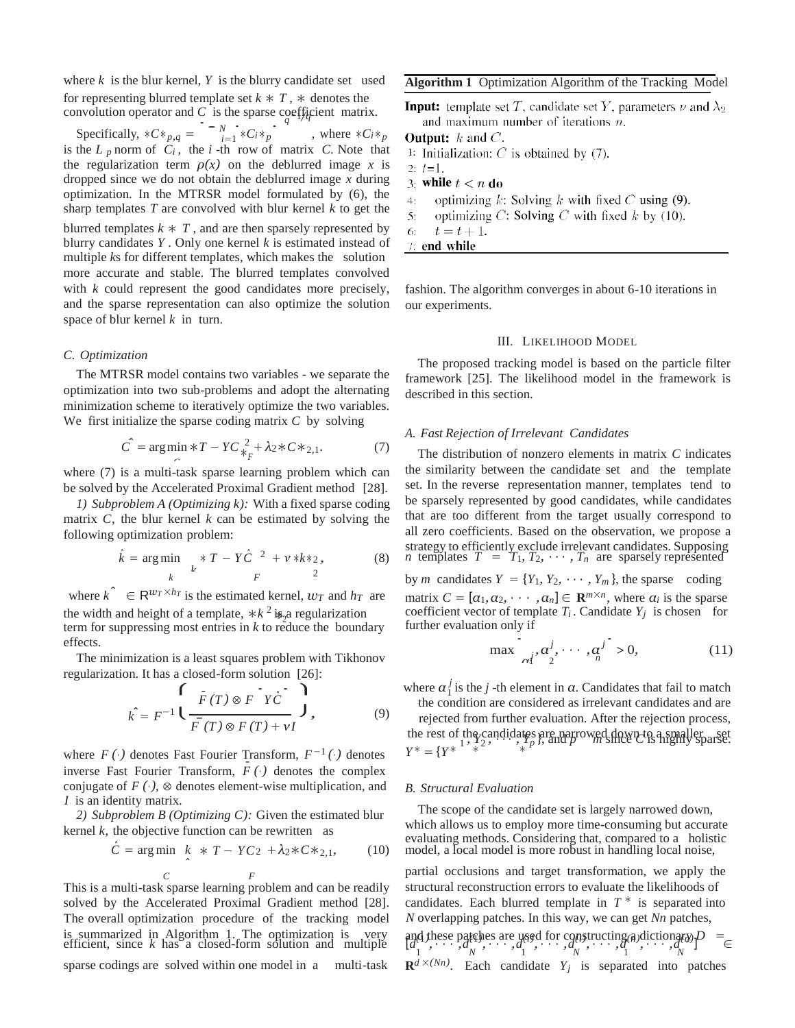where $k$ is the blur kernel, $Y$ is the blurry candidate set used for representing blurred template set $k * T$, $*$ denotes the convolution operator and $C$ is the sparse coefficient matrix. Specifically, $\|C\|_{p,q} = \left(\sum_{i=1}^{N} \|C_i\|_p^q\right)^{1/q}$, where $\|C_i\|_p$ is the $L_p$ norm of $C_i$, the $i$-th row of matrix $C$. Note that the regularization term $\rho(x)$ on the deblurred image $x$ is dropped since we do not obtain the deblurred image $x$ during optimization. In the MTRSR model formulated by (6), the sharp templates $T$ are convolved with blur kernel $k$ to get the blurred templates $k * T$, and are then sparsely represented by blurry candidates $Y$. Only one kernel $k$ is estimated instead of multiple $k$s for different templates, which makes the solution more accurate and stable. The blurred templates convolved with $k$ could represent the good candidates more precisely, and the sparse representation can also optimize the solution space of blur kernel $k$ in turn.

### C. Optimization

The MTRSR model contains two variables - we separate the optimization into two sub-problems and adopt the alternating minimization scheme to iteratively optimize the two variables. We first initialize the sparse coding matrix $C$ by solving

$$\hat{C} = \arg\min_{C} \|T - YC\|_F^2 + \lambda_2 \|C\|_{2,1}. \tag{7}$$

where (7) is a multi-task sparse learning problem which can be solved by the Accelerated Proximal Gradient method [28].

*1) Subproblem A (Optimizing k):* With a fixed sparse coding matrix $C$, the blur kernel $k$ can be estimated by solving the following optimization problem:

$$\hat{k} = \arg\min_{k} \|k * T - Y\hat{C}\|_F^2 + \nu \|k\|_2^2, \tag{8}$$

where $\hat{k} \in \mathbb{R}^{w_T \times h_T}$ is the estimated kernel, $w_T$ and $h_T$ are the width and height of a template, $\|k\|_2^2$ is a regularization term for suppressing most entries in $k$ to reduce the boundary effects.

The minimization is a least squares problem with Tikhonov regularization. It has a closed-form solution [26]:

$$\hat{k} = F^{-1}\left(\frac{\bar{F}(T) \otimes F\left(Y\hat{C}\right)}{\bar{F}(T) \otimes F(T) + \nu I}\right), \tag{9}$$

where $F(\cdot)$ denotes Fast Fourier Transform, $F^{-1}(\cdot)$ denotes inverse Fast Fourier Transform, $\bar{F}(\cdot)$ denotes the complex conjugate of $F(\cdot)$, $\otimes$ denotes element-wise multiplication, and $I$ is an identity matrix.

*2) Subproblem B (Optimizing C):* Given the estimated blur kernel $k$, the objective function can be rewritten as

$$\hat{C} = \arg\min_{C} \|\hat{k} * T - YC\|_F^2 + \lambda_2 \|C\|_{2,1}, \tag{10}$$

This is a multi-task sparse learning problem and can be readily solved by the Accelerated Proximal Gradient method [28]. The overall optimization procedure of the tracking model is summarized in Algorithm 1. The optimization is very efficient, since $k$ has a closed-form solution and multiple sparse codings are solved within one model in a multi-task fashion. The algorithm converges in about 6-10 iterations in our experiments.

**Algorithm 1** Optimization Algorithm of the Tracking Model

**Input:** template set $T$, candidate set $Y$, parameters $\nu$ and $\lambda_2$ and maximum number of iterations $n$.
**Output:** $k$ and $C$.
1: Initialization: $C$ is obtained by (7).
2: $t$=1.
3: **while** $t < n$ **do**
4: optimizing $k$: Solving $k$ with fixed $C$ using (9).
5: optimizing $C$: Solving $C$ with fixed $k$ by (10).
6: $t = t + 1$.
7: **end while**

## III. Likelihood Model

The proposed tracking model is based on the particle filter framework [25]. The likelihood model in the framework is described in this section.

### A. Fast Rejection of Irrelevant Candidates

The distribution of nonzero elements in matrix $C$ indicates the similarity between the candidate set and the template set. In the reverse representation manner, templates tend to be sparsely represented by good candidates, while candidates that are too different from the target usually correspond to all zero coefficients. Based on the observation, we propose a strategy to efficiently exclude irrelevant candidates. Supposing $n$ templates $T = \{T_1, T_2, \cdots, T_n\}$ are sparsely represented by $m$ candidates $Y = \{Y_1, Y_2, \cdots, Y_m\}$, the sparse coding matrix $C = [\alpha_1, \alpha_2, \cdots, \alpha_n] \in \mathbf{R}^{m\times n}$, where $\alpha_i$ is the sparse coefficient vector of template $T_i$. Candidate $Y_j$ is chosen for further evaluation only if

$$\max\left(\alpha_1^j, \alpha_2^j, \cdots, \alpha_n^j\right) > 0, \tag{11}$$

where $\alpha_1^j$ is the $j$-th element in $\alpha$. Candidates that fail to match the condition are considered as irrelevant candidates and are rejected from further evaluation. After the rejection process, the rest of the candidates are narrowed down to a smaller set $Y^* = \{Y^*_1, Y^*_2, \cdots, Y^*_p\}$, and $p \ll m$ since $C$ is highly sparse.

### B. Structural Evaluation

The scope of the candidate set is largely narrowed down, which allows us to employ more time-consuming but accurate evaluating methods. Considering that, compared to a holistic model, a local model is more robust in handling local noise, partial occlusions and target transformation, we apply the structural reconstruction errors to evaluate the likelihoods of candidates. Each blurred template in $T^*$ is separated into $N$ overlapping patches. In this way, we can get $Nn$ patches, and these patches are used for constructing dictionary $D = [d_1^{(1)}, \cdots, d_N^{(1)}, \cdots, d_1^{(t)}, \cdots, d_N^{(t)}, \cdots, d_1^{(n)}, \cdots, d_N^{(n)}] \in \mathbf{R}^{d\times(Nn)}$. Each candidate $Y_j$ is separated into patches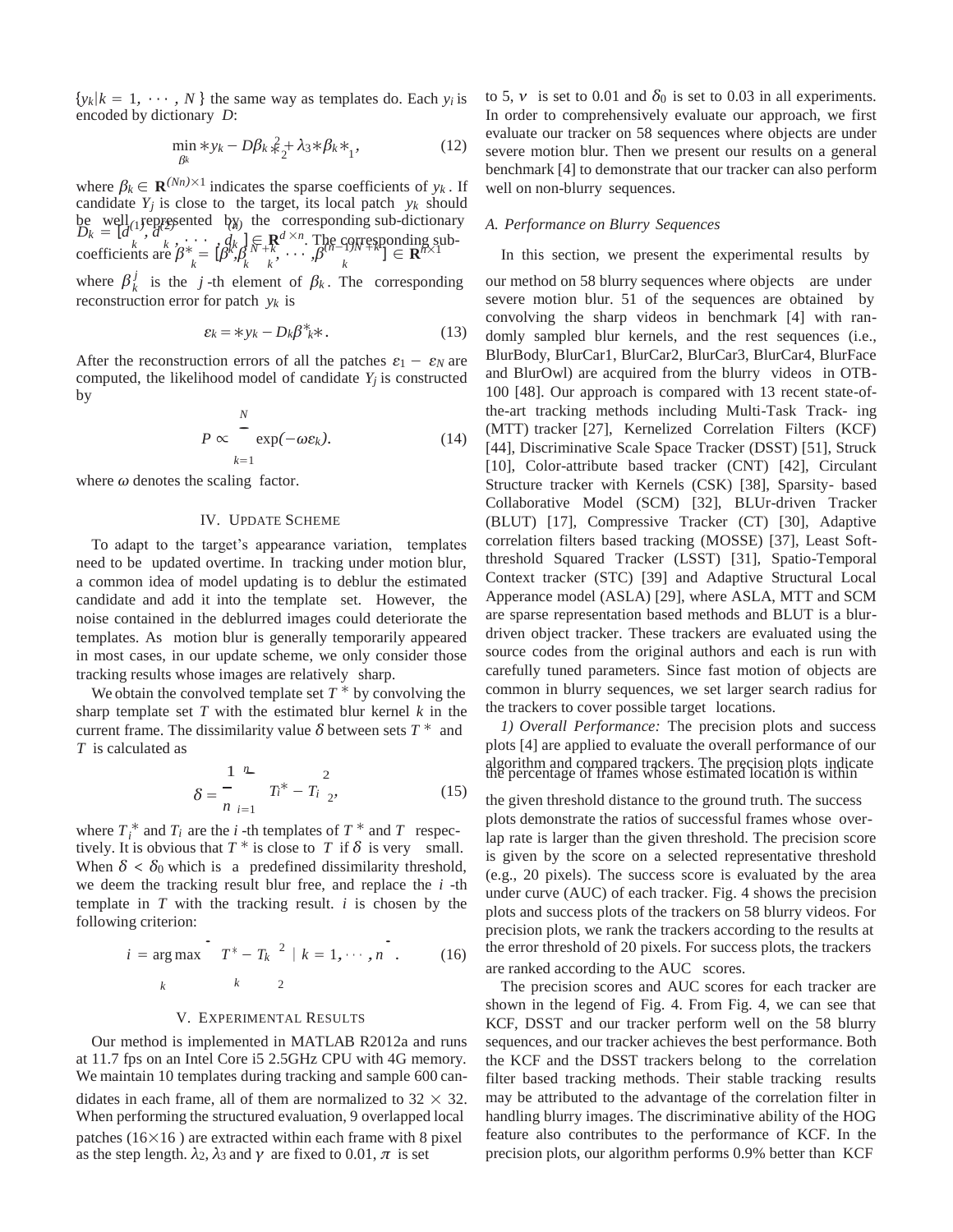$\{y_k|k = 1, \cdots, N\}$ the same way as templates do. Each $y_i$ is encoded by dictionary $D$:

$$\min_{\beta_k} \|y_k - D\beta_k\|_2^2 + \lambda_3 \|\beta_k\|_1, \tag{12}$$

where $\beta_k \in \mathbf{R}^{(Nn)\times 1}$ indicates the sparse coefficients of $y_k$. If candidate $Y_j$ is close to the target, its local patch $y_k$ should be well represented by the corresponding sub-dictionary $D_k = [d_k^{(1)}, d_k^{(2)}, \cdots, d_k^{(n)}] \in \mathbf{R}^{d\times n}$. The corresponding sub-coefficients are $\beta_k^* = [\beta_k^k, \beta_k^{N+k}, \cdots, \beta_k^{(n-1)N+k}] \in \mathbf{R}^{n\times 1}$ where $\beta_k^j$ is the $j$-th element of $\beta_k$. The corresponding reconstruction error for patch $y_k$ is

$$\varepsilon_k = \|y_k - D_k\beta_k^*\|. \tag{13}$$

After the reconstruction errors of all the patches $\varepsilon_1 - \varepsilon_N$ are computed, the likelihood model of candidate $Y_j$ is constructed by

$$P \propto \prod_{k=1}^{N} \exp(-\omega\varepsilon_k). \tag{14}$$

where $\omega$ denotes the scaling factor.

## IV. Update Scheme

To adapt to the target's appearance variation, templates need to be updated overtime. In tracking under motion blur, a common idea of model updating is to deblur the estimated candidate and add it into the template set. However, the noise contained in the deblurred images could deteriorate the templates. As motion blur is generally temporarily appeared in most cases, in our update scheme, we only consider those tracking results whose images are relatively sharp.

We obtain the convolved template set $T^*$ by convolving the sharp template set $T$ with the estimated blur kernel $k$ in the current frame. The dissimilarity value $\delta$ between sets $T^*$ and $T$ is calculated as

$$\delta = \frac{1}{n}\sum_{i=1}^{n} \|T_i^* - T_i\|_2^2, \tag{15}$$

where $T_i^*$ and $T_i$ are the $i$-th templates of $T^*$ and $T$ respectively. It is obvious that $T^*$ is close to $T$ if $\delta$ is very small. When $\delta < \delta_0$ which is a predefined dissimilarity threshold, we deem the tracking result blur free, and replace the $i$-th template in $T$ with the tracking result. $i$ is chosen by the following criterion:

$$i = \arg\max_k \left\{ \|T_k^* - T_k\|_2^2 \mid k = 1, \cdots, n \right\}. \tag{16}$$

## V. Experimental Results

Our method is implemented in MATLAB R2012a and runs at 11.7 fps on an Intel Core i5 2.5GHz CPU with 4G memory. We maintain 10 templates during tracking and sample 600 candidates in each frame, all of them are normalized to $32 \times 32$. When performing the structured evaluation, 9 overlapped local patches ($16\times16$) are extracted within each frame with 8 pixel as the step length. $\lambda_2$, $\lambda_3$ and $\gamma$ are fixed to 0.01, $\pi$ is set to 5, $\nu$ is set to 0.01 and $\delta_0$ is set to 0.03 in all experiments. In order to comprehensively evaluate our approach, we first evaluate our tracker on 58 sequences where objects are under severe motion blur. Then we present our results on a general benchmark [4] to demonstrate that our tracker can also perform well on non-blurry sequences.

### A. Performance on Blurry Sequences

In this section, we present the experimental results by our method on 58 blurry sequences where objects are under severe motion blur. 51 of the sequences are obtained by convolving the sharp videos in benchmark [4] with randomly sampled blur kernels, and the rest sequences (i.e., BlurBody, BlurCar1, BlurCar2, BlurCar3, BlurCar4, BlurFace and BlurOwl) are acquired from the blurry videos in OTB-100 [48]. Our approach is compared with 13 recent state-of-the-art tracking methods including Multi-Task Track- ing (MTT) tracker [27], Kernelized Correlation Filters (KCF) [44], Discriminative Scale Space Tracker (DSST) [51], Struck [10], Color-attribute based tracker (CNT) [42], Circulant Structure tracker with Kernels (CSK) [38], Sparsity- based Collaborative Model (SCM) [32], BLUr-driven Tracker (BLUT) [17], Compressive Tracker (CT) [30], Adaptive correlation filters based tracking (MOSSE) [37], Least Soft-threshold Squared Tracker (LSST) [31], Spatio-Temporal Context tracker (STC) [39] and Adaptive Structural Local Apperance model (ASLA) [29], where ASLA, MTT and SCM are sparse representation based methods and BLUT is a blur-driven object tracker. These trackers are evaluated using the source codes from the original authors and each is run with carefully tuned parameters. Since fast motion of objects are common in blurry sequences, we set larger search radius for the trackers to cover possible target locations.

*1) Overall Performance:* The precision plots and success plots [4] are applied to evaluate the overall performance of our algorithm and compared trackers. The precision plots indicate the percentage of frames whose estimated location is within the given threshold distance to the ground truth. The success plots demonstrate the ratios of successful frames whose overlap rate is larger than the given threshold. The precision score is given by the score on a selected representative threshold (e.g., 20 pixels). The success score is evaluated by the area under curve (AUC) of each tracker. Fig. 4 shows the precision plots and success plots of the trackers on 58 blurry videos. For precision plots, we rank the trackers according to the results at the error threshold of 20 pixels. For success plots, the trackers are ranked according to the AUC scores.

The precision scores and AUC scores for each tracker are shown in the legend of Fig. 4. From Fig. 4, we can see that KCF, DSST and our tracker perform well on the 58 blurry sequences, and our tracker achieves the best performance. Both the KCF and the DSST trackers belong to the correlation filter based tracking methods. Their stable tracking results may be attributed to the advantage of the correlation filter in handling blurry images. The discriminative ability of the HOG feature also contributes to the performance of KCF. In the precision plots, our algorithm performs 0.9% better than KCF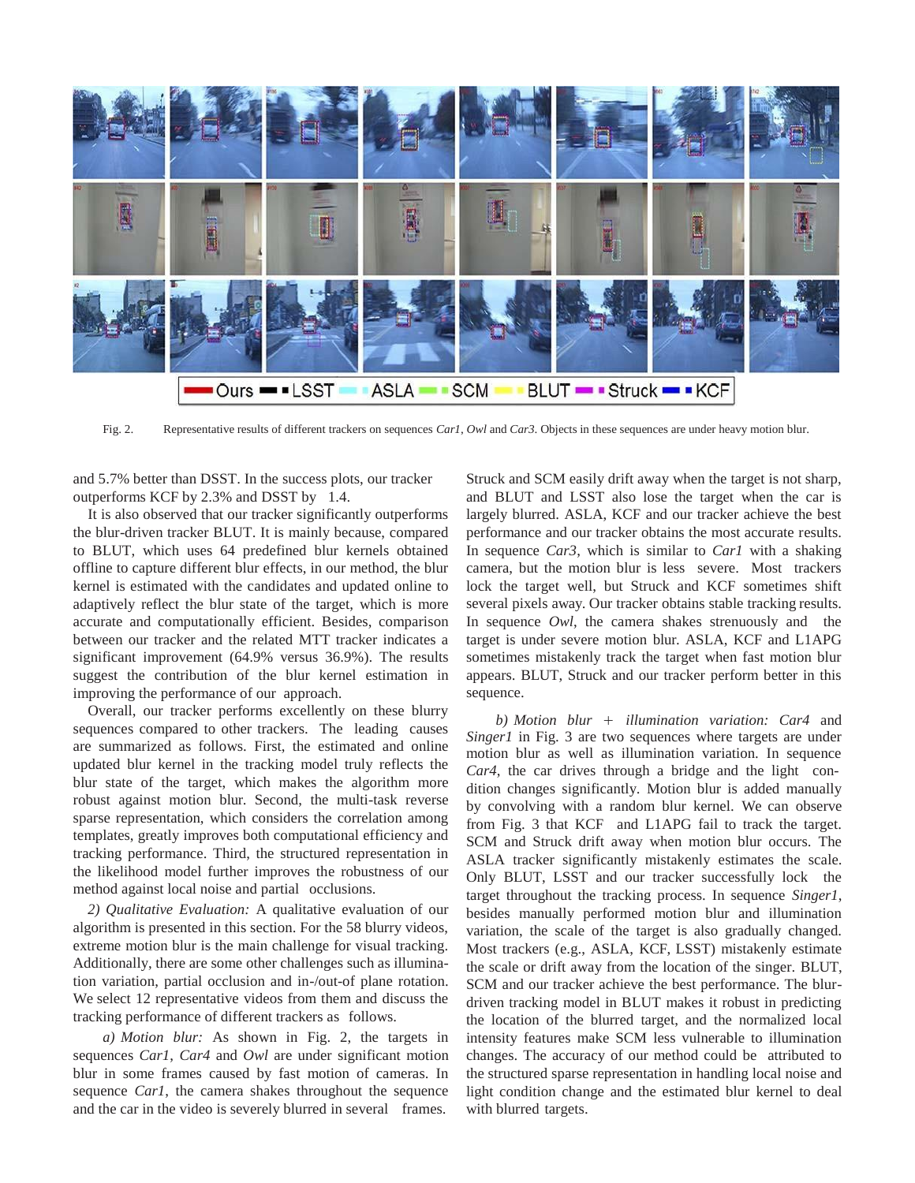Fig. 2. Representative results of different trackers on sequences *Car1*, *Owl* and *Car3*. Objects in these sequences are under heavy motion blur.

and 5.7% better than DSST. In the success plots, our tracker outperforms KCF by 2.3% and DSST by 1.4.

It is also observed that our tracker significantly outperforms the blur-driven tracker BLUT. It is mainly because, compared to BLUT, which uses 64 predefined blur kernels obtained offline to capture different blur effects, in our method, the blur kernel is estimated with the candidates and updated online to adaptively reflect the blur state of the target, which is more accurate and computationally efficient. Besides, comparison between our tracker and the related MTT tracker indicates a significant improvement (64.9% versus 36.9%). The results suggest the contribution of the blur kernel estimation in improving the performance of our approach.

Overall, our tracker performs excellently on these blurry sequences compared to other trackers. The leading causes are summarized as follows. First, the estimated and online updated blur kernel in the tracking model truly reflects the blur state of the target, which makes the algorithm more robust against motion blur. Second, the multi-task reverse sparse representation, which considers the correlation among templates, greatly improves both computational efficiency and tracking performance. Third, the structured representation in the likelihood model further improves the robustness of our method against local noise and partial occlusions.

*2) Qualitative Evaluation:* A qualitative evaluation of our algorithm is presented in this section. For the 58 blurry videos, extreme motion blur is the main challenge for visual tracking. Additionally, there are some other challenges such as illumination variation, partial occlusion and in-/out-of plane rotation. We select 12 representative videos from them and discuss the tracking performance of different trackers as follows.

*a) Motion blur:* As shown in Fig. 2, the targets in sequences *Car1*, *Car4* and *Owl* are under significant motion blur in some frames caused by fast motion of cameras. In sequence *Car1*, the camera shakes throughout the sequence and the car in the video is severely blurred in several frames. Struck and SCM easily drift away when the target is not sharp, and BLUT and LSST also lose the target when the car is largely blurred. ASLA, KCF and our tracker achieve the best performance and our tracker obtains the most accurate results. In sequence *Car3*, which is similar to *Car1* with a shaking camera, but the motion blur is less severe. Most trackers lock the target well, but Struck and KCF sometimes shift several pixels away. Our tracker obtains stable tracking results. In sequence *Owl*, the camera shakes strenuously and the target is under severe motion blur. ASLA, KCF and L1APG sometimes mistakenly track the target when fast motion blur appears. BLUT, Struck and our tracker perform better in this sequence.

*b) Motion blur + illumination variation: Car4* and *Singer1* in Fig. 3 are two sequences where targets are under motion blur as well as illumination variation. In sequence *Car4*, the car drives through a bridge and the light condition changes significantly. Motion blur is added manually by convolving with a random blur kernel. We can observe from Fig. 3 that KCF and L1APG fail to track the target. SCM and Struck drift away when motion blur occurs. The ASLA tracker significantly mistakenly estimates the scale. Only BLUT, LSST and our tracker successfully lock the target throughout the tracking process. In sequence *Singer1*, besides manually performed motion blur and illumination variation, the scale of the target is also gradually changed. Most trackers (e.g., ASLA, KCF, LSST) mistakenly estimate the scale or drift away from the location of the singer. BLUT, SCM and our tracker achieve the best performance. The blur-driven tracking model in BLUT makes it robust in predicting the location of the blurred target, and the normalized local intensity features make SCM less vulnerable to illumination changes. The accuracy of our method could be attributed to the structured sparse representation in handling local noise and light condition change and the estimated blur kernel to deal with blurred targets.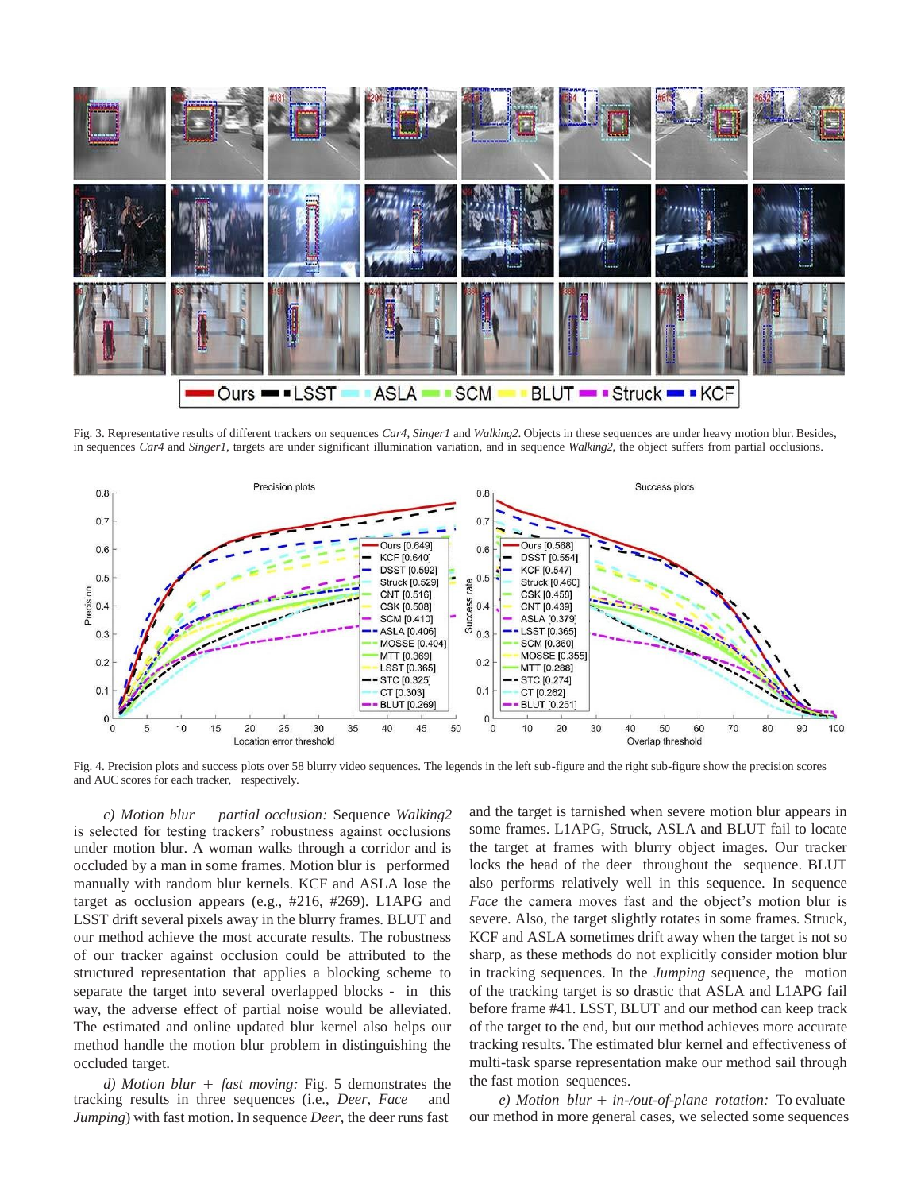Fig. 3. Representative results of different trackers on sequences *Car4*, *Singer1* and *Walking2*. Objects in these sequences are under heavy motion blur. Besides, in sequences *Car4* and *Singer1*, targets are under significant illumination variation, and in sequence *Walking2*, the object suffers from partial occlusions.

Fig. 4. Precision plots and success plots over 58 blurry video sequences. The legends in the left sub-figure and the right sub-figure show the precision scores and AUC scores for each tracker, respectively.

*c) Motion blur + partial occlusion:* Sequence *Walking2* is selected for testing trackers' robustness against occlusions under motion blur. A woman walks through a corridor and is occluded by a man in some frames. Motion blur is performed manually with random blur kernels. KCF and ASLA lose the target as occlusion appears (e.g., #216, #269). L1APG and LSST drift several pixels away in the blurry frames. BLUT and our method achieve the most accurate results. The robustness of our tracker against occlusion could be attributed to the structured representation that applies a blocking scheme to separate the target into several overlapped blocks - in this way, the adverse effect of partial noise would be alleviated. The estimated and online updated blur kernel also helps our method handle the motion blur problem in distinguishing the occluded target.

*d) Motion blur + fast moving:* Fig. 5 demonstrates the tracking results in three sequences (i.e., *Deer*, *Face* and *Jumping*) with fast motion. In sequence *Deer*, the deer runs fast and the target is tarnished when severe motion blur appears in some frames. L1APG, Struck, ASLA and BLUT fail to locate the target at frames with blurry object images. Our tracker locks the head of the deer throughout the sequence. BLUT also performs relatively well in this sequence. In sequence *Face* the camera moves fast and the object's motion blur is severe. Also, the target slightly rotates in some frames. Struck, KCF and ASLA sometimes drift away when the target is not so sharp, as these methods do not explicitly consider motion blur in tracking sequences. In the *Jumping* sequence, the motion of the tracking target is so drastic that ASLA and L1APG fail before frame #41. LSST, BLUT and our method can keep track of the target to the end, but our method achieves more accurate tracking results. The estimated blur kernel and effectiveness of multi-task sparse representation make our method sail through the fast motion sequences.

*e) Motion blur + in-/out-of-plane rotation:* To evaluate our method in more general cases, we selected some sequences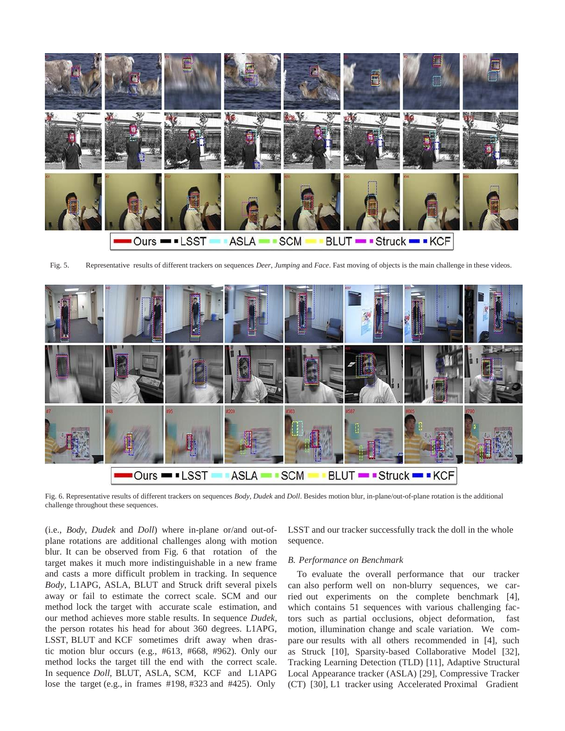Fig. 5. Representative results of different trackers on sequences *Deer*, *Jumping* and *Face*. Fast moving of objects is the main challenge in these videos.

Fig. 6. Representative results of different trackers on sequences *Body*, *Dudek* and *Doll*. Besides motion blur, in-plane/out-of-plane rotation is the additional challenge throughout these sequences.

(i.e., *Body*, *Dudek* and *Doll*) where in-plane or/and out-of-plane rotations are additional challenges along with motion blur. It can be observed from Fig. 6 that rotation of the target makes it much more indistinguishable in a new frame and casts a more difficult problem in tracking. In sequence *Body*, L1APG, ASLA, BLUT and Struck drift several pixels away or fail to estimate the correct scale. SCM and our method lock the target with accurate scale estimation, and our method achieves more stable results. In sequence *Dudek*, the person rotates his head for about 360 degrees. L1APG, LSST, BLUT and KCF sometimes drift away when drastic motion blur occurs (e.g., #613, #668, #962). Only our method locks the target till the end with the correct scale. In sequence *Doll*, BLUT, ASLA, SCM, KCF and L1APG lose the target (e.g., in frames #198, #323 and #425). Only LSST and our tracker successfully track the doll in the whole sequence.

### *B. Performance on Benchmark*

To evaluate the overall performance that our tracker can also perform well on non-blurry sequences, we carried out experiments on the complete benchmark [4], which contains 51 sequences with various challenging factors such as partial occlusions, object deformation, fast motion, illumination change and scale variation. We compare our results with all others recommended in [4], such as Struck [10], Sparsity-based Collaborative Model [32], Tracking Learning Detection (TLD) [11], Adaptive Structural Local Appearance tracker (ASLA) [29], Compressive Tracker (CT) [30], L1 tracker using Accelerated Proximal Gradient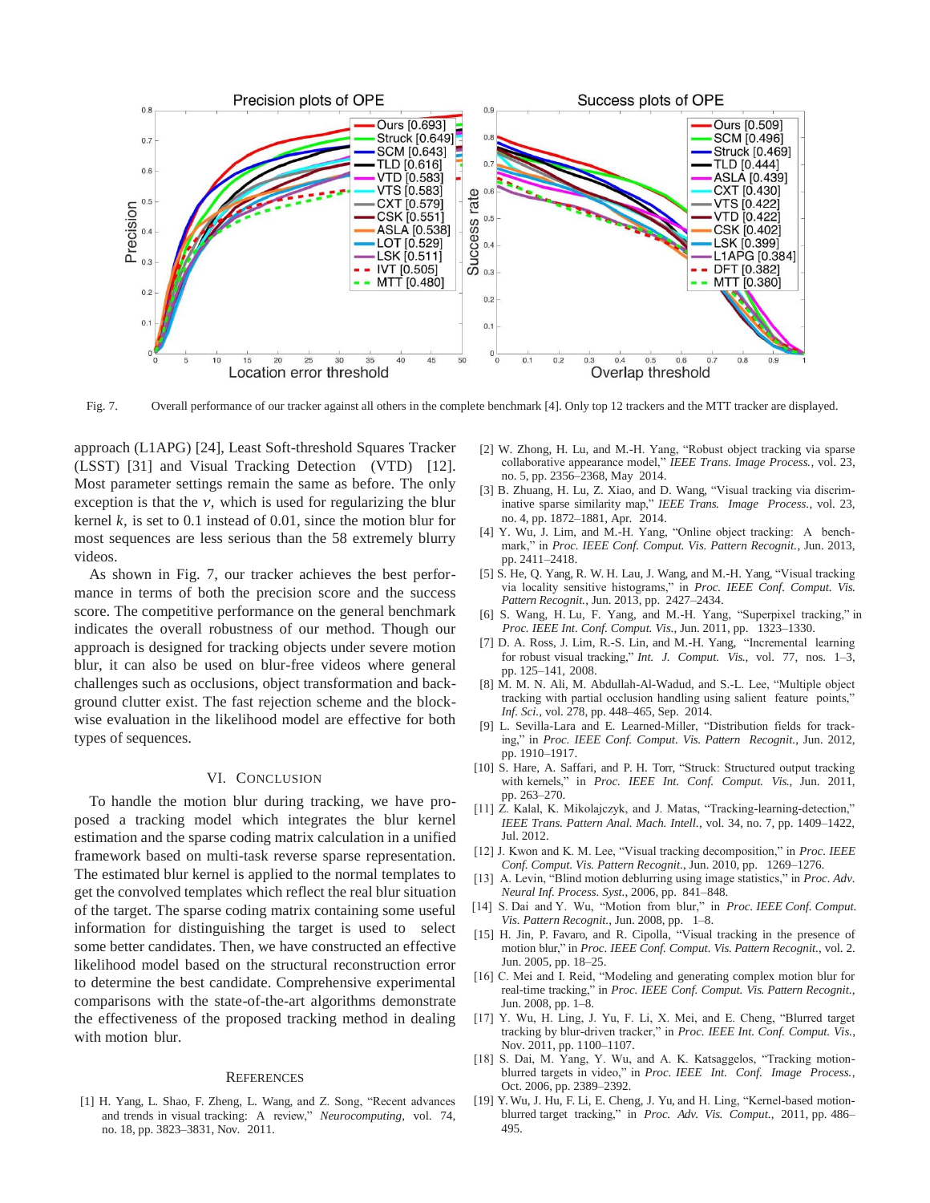Fig. 7. Overall performance of our tracker against all others in the complete benchmark [4]. Only top 12 trackers and the MTT tracker are displayed.

approach (L1APG) [24], Least Soft-threshold Squares Tracker (LSST) [31] and Visual Tracking Detection (VTD) [12]. Most parameter settings remain the same as before. The only exception is that the $\nu$, which is used for regularizing the blur kernel $k$, is set to 0.1 instead of 0.01, since the motion blur for most sequences are less serious than the 58 extremely blurry videos.

As shown in Fig. 7, our tracker achieves the best performance in terms of both the precision score and the success score. The competitive performance on the general benchmark indicates the overall robustness of our method. Though our approach is designed for tracking objects under severe motion blur, it can also be used on blur-free videos where general challenges such as occlusions, object transformation and background clutter exist. The fast rejection scheme and the blockwise evaluation in the likelihood model are effective for both types of sequences.

## VI. Conclusion

To handle the motion blur during tracking, we have proposed a tracking model which integrates the blur kernel estimation and the sparse coding matrix calculation in a unified framework based on multi-task reverse sparse representation. The estimated blur kernel is applied to the normal templates to get the convolved templates which reflect the real blur situation of the target. The sparse coding matrix containing some useful information for distinguishing the target is used to select some better candidates. Then, we have constructed an effective likelihood model based on the structural reconstruction error to determine the best candidate. Comprehensive experimental comparisons with the state-of-the-art algorithms demonstrate the effectiveness of the proposed tracking method in dealing with motion blur.

## References

[1] H. Yang, L. Shao, F. Zheng, L. Wang, and Z. Song, "Recent advances and trends in visual tracking: A review," *Neurocomputing*, vol. 74, no. 18, pp. 3823–3831, Nov. 2011.

[2] W. Zhong, H. Lu, and M.-H. Yang, "Robust object tracking via sparse collaborative appearance model," *IEEE Trans. Image Process.*, vol. 23, no. 5, pp. 2356–2368, May 2014.

[3] B. Zhuang, H. Lu, Z. Xiao, and D. Wang, "Visual tracking via discriminative sparse similarity map," *IEEE Trans. Image Process.*, vol. 23, no. 4, pp. 1872–1881, Apr. 2014.

[4] Y. Wu, J. Lim, and M.-H. Yang, "Online object tracking: A benchmark," in *Proc. IEEE Conf. Comput. Vis. Pattern Recognit.*, Jun. 2013, pp. 2411–2418.

[5] S. He, Q. Yang, R. W. H. Lau, J. Wang, and M.-H. Yang, "Visual tracking via locality sensitive histograms," in *Proc. IEEE Conf. Comput. Vis. Pattern Recognit.*, Jun. 2013, pp. 2427–2434.

[6] S. Wang, H. Lu, F. Yang, and M.-H. Yang, "Superpixel tracking," in *Proc. IEEE Int. Conf. Comput. Vis.*, Jun. 2011, pp. 1323–1330.

[7] D. A. Ross, J. Lim, R.-S. Lin, and M.-H. Yang, "Incremental learning for robust visual tracking," *Int. J. Comput. Vis.*, vol. 77, nos. 1–3, pp. 125–141, 2008.

[8] M. M. N. Ali, M. Abdullah-Al-Wadud, and S.-L. Lee, "Multiple object tracking with partial occlusion handling using salient feature points," *Inf. Sci.*, vol. 278, pp. 448–465, Sep. 2014.

[9] L. Sevilla-Lara and E. Learned-Miller, "Distribution fields for tracking," in *Proc. IEEE Conf. Comput. Vis. Pattern Recognit.*, Jun. 2012, pp. 1910–1917.

[10] S. Hare, A. Saffari, and P. H. Torr, "Struck: Structured output tracking with kernels," in *Proc. IEEE Int. Conf. Comput. Vis.*, Jun. 2011, pp. 263–270.

[11] Z. Kalal, K. Mikolajczyk, and J. Matas, "Tracking-learning-detection," *IEEE Trans. Pattern Anal. Mach. Intell.*, vol. 34, no. 7, pp. 1409–1422, Jul. 2012.

[12] J. Kwon and K. M. Lee, "Visual tracking decomposition," in *Proc. IEEE Conf. Comput. Vis. Pattern Recognit.*, Jun. 2010, pp. 1269–1276.

[13] A. Levin, "Blind motion deblurring using image statistics," in *Proc. Adv. Neural Inf. Process. Syst.*, 2006, pp. 841–848.

[14] S. Dai and Y. Wu, "Motion from blur," in *Proc. IEEE Conf. Comput. Vis. Pattern Recognit.*, Jun. 2008, pp. 1–8.

[15] H. Jin, P. Favaro, and R. Cipolla, "Visual tracking in the presence of motion blur," in *Proc. IEEE Conf. Comput. Vis. Pattern Recognit.*, vol. 2. Jun. 2005, pp. 18–25.

[16] C. Mei and I. Reid, "Modeling and generating complex motion blur for real-time tracking," in *Proc. IEEE Conf. Comput. Vis. Pattern Recognit.*, Jun. 2008, pp. 1–8.

[17] Y. Wu, H. Ling, J. Yu, F. Li, X. Mei, and E. Cheng, "Blurred target tracking by blur-driven tracker," in *Proc. IEEE Int. Conf. Comput. Vis.*, Nov. 2011, pp. 1100–1107.

[18] S. Dai, M. Yang, Y. Wu, and A. K. Katsaggelos, "Tracking motion-blurred targets in video," in *Proc. IEEE Int. Conf. Image Process.*, Oct. 2006, pp. 2389–2392.

[19] Y. Wu, J. Hu, F. Li, E. Cheng, J. Yu, and H. Ling, "Kernel-based motion-blurred target tracking," in *Proc. Adv. Vis. Comput.*, 2011, pp. 486–495.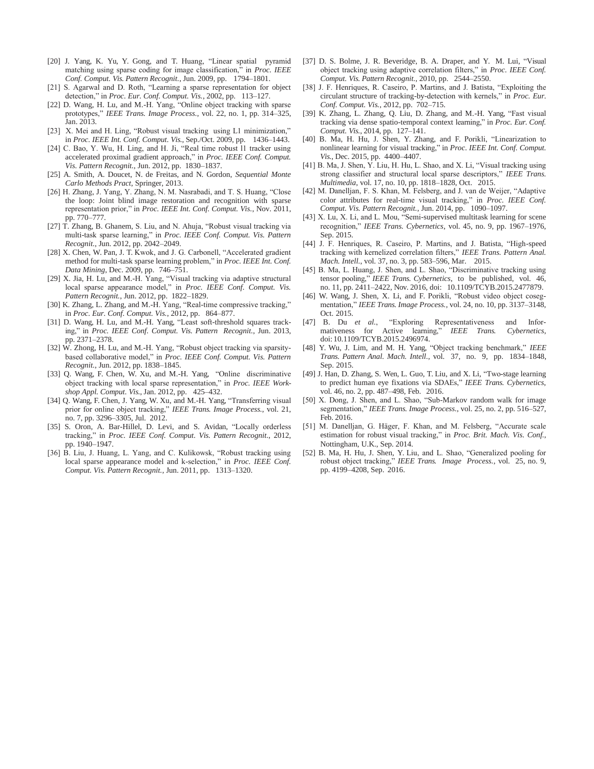[20] J. Yang, K. Yu, Y. Gong, and T. Huang, "Linear spatial pyramid matching using sparse coding for image classification," in *Proc. IEEE Conf. Comput. Vis. Pattern Recognit.*, Jun. 2009, pp. 1794–1801.

[21] S. Agarwal and D. Roth, "Learning a sparse representation for object detection," in *Proc. Eur. Conf. Comput. Vis.*, 2002, pp. 113–127.

[22] D. Wang, H. Lu, and M.-H. Yang, "Online object tracking with sparse prototypes," *IEEE Trans. Image Process.*, vol. 22, no. 1, pp. 314–325, Jan. 2013.

[23] X. Mei and H. Ling, "Robust visual tracking using L1 minimization," in *Proc. IEEE Int. Conf. Comput. Vis.*, Sep./Oct. 2009, pp. 1436–1443.

[24] C. Bao, Y. Wu, H. Ling, and H. Ji, "Real time robust l1 tracker using accelerated proximal gradient approach," in *Proc. IEEE Conf. Comput. Vis. Pattern Recognit.*, Jun. 2012, pp. 1830–1837.

[25] A. Smith, A. Doucet, N. de Freitas, and N. Gordon, *Sequential Monte Carlo Methods Pract*, Springer, 2013.

[26] H. Zhang, J. Yang, Y. Zhang, N. M. Nasrabadi, and T. S. Huang, "Close the loop: Joint blind image restoration and recognition with sparse representation prior," in *Proc. IEEE Int. Conf. Comput. Vis.*, Nov. 2011, pp. 770–777.

[27] T. Zhang, B. Ghanem, S. Liu, and N. Ahuja, "Robust visual tracking via multi-task sparse learning," in *Proc. IEEE Conf. Comput. Vis. Pattern Recognit.*, Jun. 2012, pp. 2042–2049.

[28] X. Chen, W. Pan, J. T. Kwok, and J. G. Carbonell, "Accelerated gradient method for multi-task sparse learning problem," in *Proc. IEEE Int. Conf. Data Mining*, Dec. 2009, pp. 746–751.

[29] X. Jia, H. Lu, and M.-H. Yang, "Visual tracking via adaptive structural local sparse appearance model," in *Proc. IEEE Conf. Comput. Vis. Pattern Recognit.*, Jun. 2012, pp. 1822–1829.

[30] K. Zhang, L. Zhang, and M.-H. Yang, "Real-time compressive tracking," in *Proc. Eur. Conf. Comput. Vis.*, 2012, pp. 864–877.

[31] D. Wang, H. Lu, and M.-H. Yang, "Least soft-threshold squares tracking," in *Proc. IEEE Conf. Comput. Vis. Pattern Recognit.*, Jun. 2013, pp. 2371–2378.

[32] W. Zhong, H. Lu, and M.-H. Yang, "Robust object tracking via sparsity-based collaborative model," in *Proc. IEEE Conf. Comput. Vis. Pattern Recognit.*, Jun. 2012, pp. 1838–1845.

[33] Q. Wang, F. Chen, W. Xu, and M.-H. Yang, "Online discriminative object tracking with local sparse representation," in *Proc. IEEE Workshop Appl. Comput. Vis.*, Jan. 2012, pp. 425–432.

[34] Q. Wang, F. Chen, J. Yang, W. Xu, and M.-H. Yang, "Transferring visual prior for online object tracking," *IEEE Trans. Image Process.*, vol. 21, no. 7, pp. 3296–3305, Jul. 2012.

[35] S. Oron, A. Bar-Hillel, D. Levi, and S. Avidan, "Locally orderless tracking," in *Proc. IEEE Conf. Comput. Vis. Pattern Recognit.*, 2012, pp. 1940–1947.

[36] B. Liu, J. Huang, L. Yang, and C. Kulikowsk, "Robust tracking using local sparse appearance model and k-selection," in *Proc. IEEE Conf. Comput. Vis. Pattern Recognit.*, Jun. 2011, pp. 1313–1320.

[37] D. S. Bolme, J. R. Beveridge, B. A. Draper, and Y. M. Lui, "Visual object tracking using adaptive correlation filters," in *Proc. IEEE Conf. Comput. Vis. Pattern Recognit.*, 2010, pp. 2544–2550.

[38] J. F. Henriques, R. Caseiro, P. Martins, and J. Batista, "Exploiting the circulant structure of tracking-by-detection with kernels," in *Proc. Eur. Conf. Comput. Vis.*, 2012, pp. 702–715.

[39] K. Zhang, L. Zhang, Q. Liu, D. Zhang, and M.-H. Yang, "Fast visual tracking via dense spatio-temporal context learning," in *Proc. Eur. Conf. Comput. Vis.*, 2014, pp. 127–141.

[40] B. Ma, H. Hu, J. Shen, Y. Zhang, and F. Porikli, "Linearization to nonlinear learning for visual tracking," in *Proc. IEEE Int. Conf. Comput. Vis.*, Dec. 2015, pp. 4400–4407.

[41] B. Ma, J. Shen, Y. Liu, H. Hu, L. Shao, and X. Li, "Visual tracking using strong classifier and structural local sparse descriptors," *IEEE Trans. Multimedia*, vol. 17, no. 10, pp. 1818–1828, Oct. 2015.

[42] M. Danelljan, F. S. Khan, M. Felsberg, and J. van de Weijer, "Adaptive color attributes for real-time visual tracking," in *Proc. IEEE Conf. Comput. Vis. Pattern Recognit.*, Jun. 2014, pp. 1090–1097.

[43] X. Lu, X. Li, and L. Mou, "Semi-supervised multitask learning for scene recognition," *IEEE Trans. Cybernetics*, vol. 45, no. 9, pp. 1967–1976, Sep. 2015.

[44] J. F. Henriques, R. Caseiro, P. Martins, and J. Batista, "High-speed tracking with kernelized correlation filters," *IEEE Trans. Pattern Anal. Mach. Intell.*, vol. 37, no. 3, pp. 583–596, Mar. 2015.

[45] B. Ma, L. Huang, J. Shen, and L. Shao, "Discriminative tracking using tensor pooling," *IEEE Trans. Cybernetics*, to be published, vol. 46, no. 11, pp. 2411–2422, Nov. 2016, doi: 10.1109/TCYB.2015.2477879.

[46] W. Wang, J. Shen, X. Li, and F. Porikli, "Robust video object cosegmentation," *IEEE Trans. Image Process.*, vol. 24, no. 10, pp. 3137–3148, Oct. 2015.

[47] B. Du *et al.*, "Exploring Representativeness and Informativeness for Active learning," *IEEE Trans. Cybernetics*, doi: 10.1109/TCYB.2015.2496974.

[48] Y. Wu, J. Lim, and M. H. Yang, "Object tracking benchmark," *IEEE Trans. Pattern Anal. Mach. Intell.*, vol. 37, no. 9, pp. 1834–1848, Sep. 2015.

[49] J. Han, D. Zhang, S. Wen, L. Guo, T. Liu, and X. Li, "Two-stage learning to predict human eye fixations via SDAEs," *IEEE Trans. Cybernetics*, vol. 46, no. 2, pp. 487–498, Feb. 2016.

[50] X. Dong, J. Shen, and L. Shao, "Sub-Markov random walk for image segmentation," *IEEE Trans. Image Process.*, vol. 25, no. 2, pp. 516–527, Feb. 2016.

[51] M. Danelljan, G. Häger, F. Khan, and M. Felsberg, "Accurate scale estimation for robust visual tracking," in *Proc. Brit. Mach. Vis. Conf.*, Nottingham, U.K., Sep. 2014.

[52] B. Ma, H. Hu, J. Shen, Y. Liu, and L. Shao, "Generalized pooling for robust object tracking," *IEEE Trans. Image Process.*, vol. 25, no. 9, pp. 4199–4208, Sep. 2016.